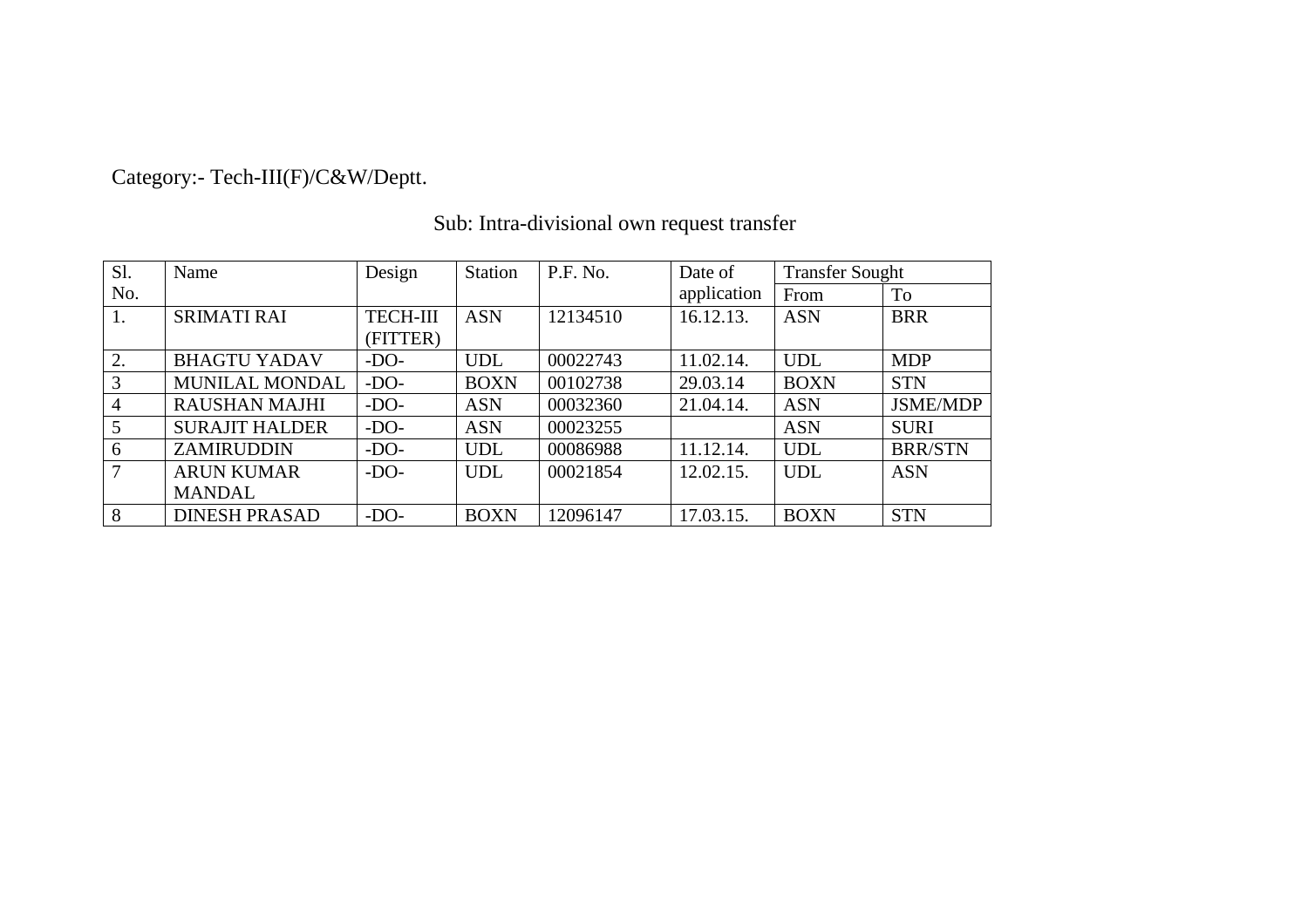Category:- Tech-III(F)/C&W/Deptt.

Sub: Intra-divisional own request transfer

| Sl. No. | Name | Design | Station | P.F. No. | Date of application | Transfer Sought | |
|---|---|---|---|---|---|---|---|
| | | | | | | From | To |
| 1. | SRIMATI RAI | TECH-III (FITTER) | ASN | 12134510 | 16.12.13. | ASN | BRR |
| 2. | BHAGTU YADAV | -DO- | UDL | 00022743 | 11.02.14. | UDL | MDP |
| 3 | MUNILAL MONDAL | -DO- | BOXN | 00102738 | 29.03.14 | BOXN | STN |
| 4 | RAUSHAN MAJHI | -DO- | ASN | 00032360 | 21.04.14. | ASN | JSME/MDP |
| 5 | SURAJIT HALDER | -DO- | ASN | 00023255 | | ASN | SURI |
| 6 | ZAMIRUDDIN | -DO- | UDL | 00086988 | 11.12.14. | UDL | BRR/STN |
| 7 | ARUN KUMAR MANDAL | -DO- | UDL | 00021854 | 12.02.15. | UDL | ASN |
| 8 | DINESH PRASAD | -DO- | BOXN | 12096147 | 17.03.15. | BOXN | STN |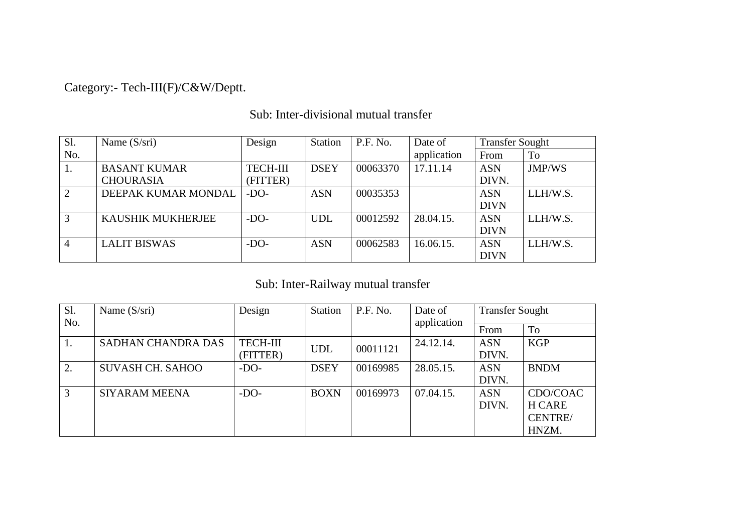Category:- Tech-III(F)/C&W/Deptt.

## Sub: Inter-divisional mutual transfer

| Sl. No. | Name (S/sri) | Design | Station | P.F. No. | Date of application | Transfer Sought | |
|---|---|---|---|---|---|---|---|
| | | | | | | From | To |
| 1. | BASANT KUMAR CHOURASIA | TECH-III (FITTER) | DSEY | 00063370 | 17.11.14 | ASN DIVN. | JMP/WS |
| 2 | DEEPAK KUMAR MONDAL | -DO- | ASN | 00035353 | | ASN DIVN | LLH/W.S. |
| 3 | KAUSHIK MUKHERJEE | -DO- | UDL | 00012592 | 28.04.15. | ASN DIVN | LLH/W.S. |
| 4 | LALIT BISWAS | -DO- | ASN | 00062583 | 16.06.15. | ASN DIVN | LLH/W.S. |

## Sub: Inter-Railway mutual transfer

| Sl. No. | Name (S/sri) | Design | Station | P.F. No. | Date of application | Transfer Sought | |
|---|---|---|---|---|---|---|---|
| | | | | | | From | To |
| 1. | SADHAN CHANDRA DAS | TECH-III (FITTER) | UDL | 00011121 | 24.12.14. | ASN DIVN. | KGP |
| 2. | SUVASH CH. SAHOO | -DO- | DSEY | 00169985 | 28.05.15. | ASN DIVN. | BNDM |
| 3 | SIYARAM MEENA | -DO- | BOXN | 00169973 | 07.04.15. | ASN DIVN. | CDO/COACH CARE CENTRE/ HNZM. |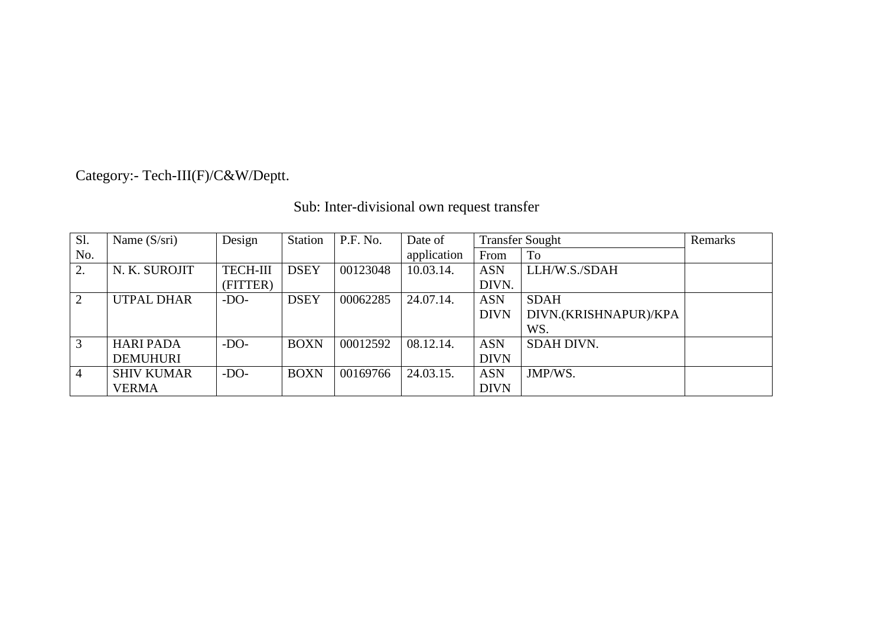Category:- Tech-III(F)/C&W/Deptt.

Sub: Inter-divisional own request transfer

| Sl. No. | Name (S/sri) | Design | Station | P.F. No. | Date of application | Transfer Sought | | Remarks |
|---|---|---|---|---|---|---|---|---|
| | | | | | | From | To | |
| 2. | N. K. SUROJIT | TECH-III (FITTER) | DSEY | 00123048 | 10.03.14. | ASN DIVN. | LLH/W.S./SDAH | |
| 2 | UTPAL DHAR | -DO- | DSEY | 00062285 | 24.07.14. | ASN DIVN | SDAH DIVN.(KRISHNAPUR)/KPA WS. | |
| 3 | HARI PADA DEMUHURI | -DO- | BOXN | 00012592 | 08.12.14. | ASN DIVN | SDAH DIVN. | |
| 4 | SHIV KUMAR VERMA | -DO- | BOXN | 00169766 | 24.03.15. | ASN DIVN | JMP/WS. | |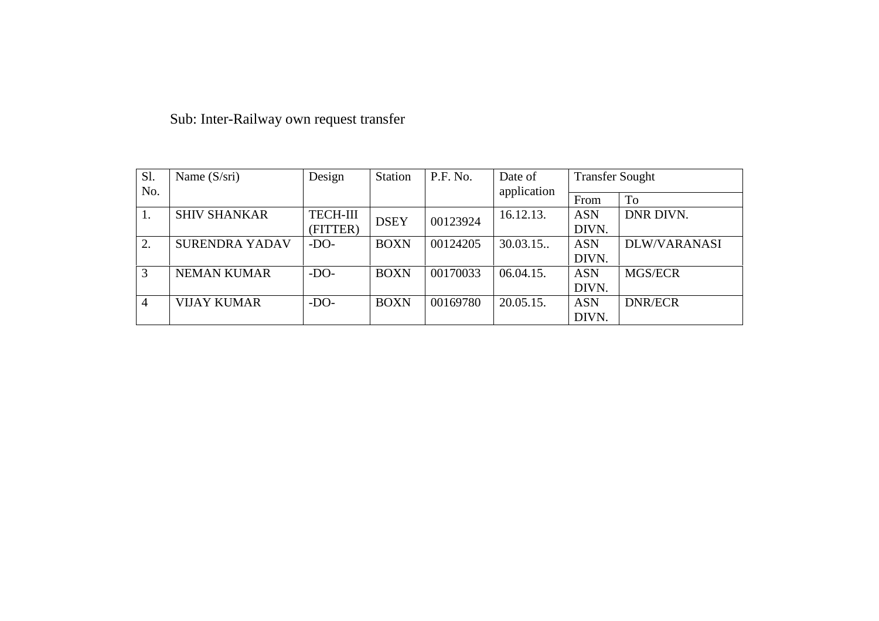Sub: Inter-Railway own request transfer

| Sl. No. | Name (S/sri) | Design | Station | P.F. No. | Date of application | Transfer Sought | |
|---|---|---|---|---|---|---|---|
| | | | | | | From | To |
| 1. | SHIV SHANKAR | TECH-III (FITTER) | DSEY | 00123924 | 16.12.13. | ASN DIVN. | DNR DIVN. |
| 2. | SURENDRA YADAV | -DO- | BOXN | 00124205 | 30.03.15.. | ASN DIVN. | DLW/VARANASI |
| 3 | NEMAN KUMAR | -DO- | BOXN | 00170033 | 06.04.15. | ASN DIVN. | MGS/ECR |
| 4 | VIJAY KUMAR | -DO- | BOXN | 00169780 | 20.05.15. | ASN DIVN. | DNR/ECR |